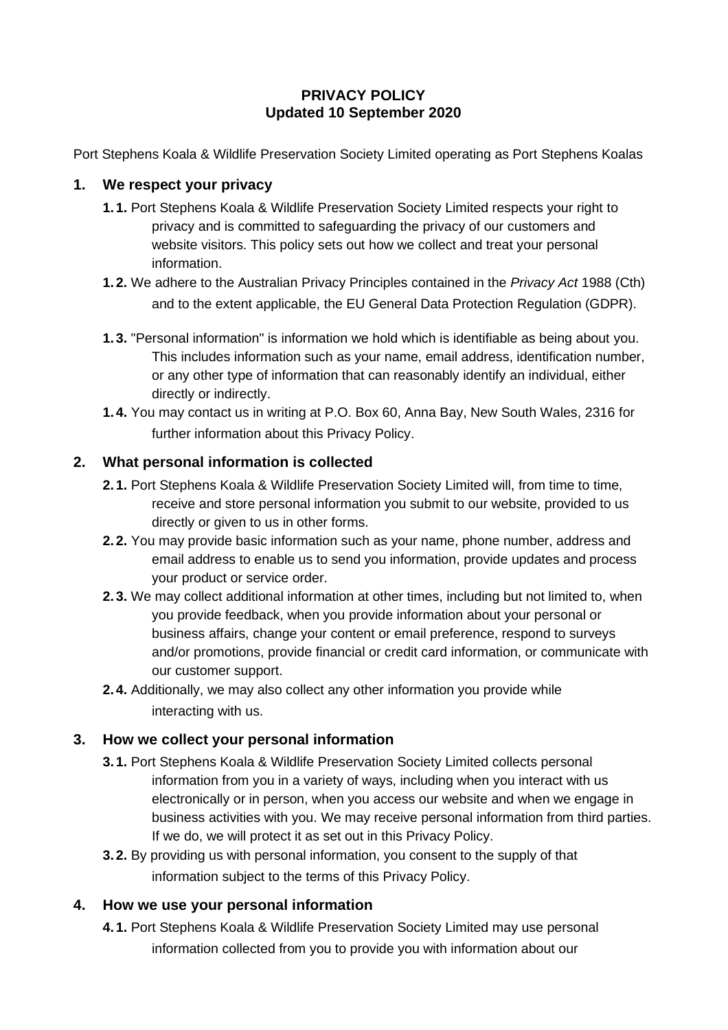**PRIVACY POLICY**
**Updated 10 September 2020**

Port Stephens Koala & Wildlife Preservation Society Limited operating as Port Stephens Koalas

## 1. We respect your privacy

**1.1.** Port Stephens Koala & Wildlife Preservation Society Limited respects your right to privacy and is committed to safeguarding the privacy of our customers and website visitors. This policy sets out how we collect and treat your personal information.

**1.2.** We adhere to the Australian Privacy Principles contained in the *Privacy Act* 1988 (Cth) and to the extent applicable, the EU General Data Protection Regulation (GDPR).

**1.3.** "Personal information" is information we hold which is identifiable as being about you. This includes information such as your name, email address, identification number, or any other type of information that can reasonably identify an individual, either directly or indirectly.

**1.4.** You may contact us in writing at P.O. Box 60, Anna Bay, New South Wales, 2316 for further information about this Privacy Policy.

## 2. What personal information is collected

**2.1.** Port Stephens Koala & Wildlife Preservation Society Limited will, from time to time, receive and store personal information you submit to our website, provided to us directly or given to us in other forms.

**2.2.** You may provide basic information such as your name, phone number, address and email address to enable us to send you information, provide updates and process your product or service order.

**2.3.** We may collect additional information at other times, including but not limited to, when you provide feedback, when you provide information about your personal or business affairs, change your content or email preference, respond to surveys and/or promotions, provide financial or credit card information, or communicate with our customer support.

**2.4.** Additionally, we may also collect any other information you provide while interacting with us.

## 3. How we collect your personal information

**3.1.** Port Stephens Koala & Wildlife Preservation Society Limited collects personal information from you in a variety of ways, including when you interact with us electronically or in person, when you access our website and when we engage in business activities with you. We may receive personal information from third parties. If we do, we will protect it as set out in this Privacy Policy.

**3.2.** By providing us with personal information, you consent to the supply of that information subject to the terms of this Privacy Policy.

## 4. How we use your personal information

**4.1.** Port Stephens Koala & Wildlife Preservation Society Limited may use personal information collected from you to provide you with information about our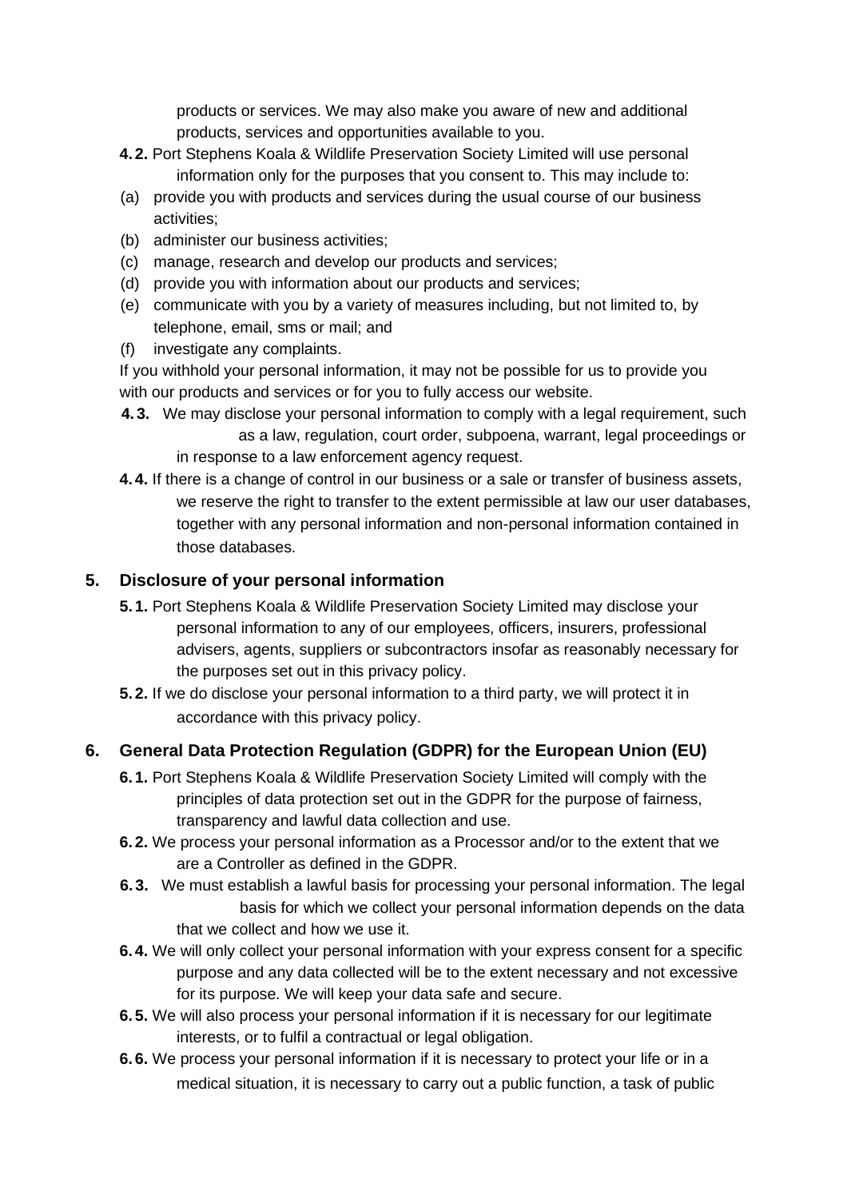products or services. We may also make you aware of new and additional products, services and opportunities available to you.

**4.2.** Port Stephens Koala & Wildlife Preservation Society Limited will use personal information only for the purposes that you consent to. This may include to:

(a) provide you with products and services during the usual course of our business activities;

(b) administer our business activities;

(c) manage, research and develop our products and services;

(d) provide you with information about our products and services;

(e) communicate with you by a variety of measures including, but not limited to, by telephone, email, sms or mail; and

(f) investigate any complaints.

If you withhold your personal information, it may not be possible for us to provide you with our products and services or for you to fully access our website.

**4.3.** We may disclose your personal information to comply with a legal requirement, such as a law, regulation, court order, subpoena, warrant, legal proceedings or in response to a law enforcement agency request.

**4.4.** If there is a change of control in our business or a sale or transfer of business assets, we reserve the right to transfer to the extent permissible at law our user databases, together with any personal information and non-personal information contained in those databases.

## 5. Disclosure of your personal information

**5.1.** Port Stephens Koala & Wildlife Preservation Society Limited may disclose your personal information to any of our employees, officers, insurers, professional advisers, agents, suppliers or subcontractors insofar as reasonably necessary for the purposes set out in this privacy policy.

**5.2.** If we do disclose your personal information to a third party, we will protect it in accordance with this privacy policy.

## 6. General Data Protection Regulation (GDPR) for the European Union (EU)

**6.1.** Port Stephens Koala & Wildlife Preservation Society Limited will comply with the principles of data protection set out in the GDPR for the purpose of fairness, transparency and lawful data collection and use.

**6.2.** We process your personal information as a Processor and/or to the extent that we are a Controller as defined in the GDPR.

**6.3.** We must establish a lawful basis for processing your personal information. The legal basis for which we collect your personal information depends on the data that we collect and how we use it.

**6.4.** We will only collect your personal information with your express consent for a specific purpose and any data collected will be to the extent necessary and not excessive for its purpose. We will keep your data safe and secure.

**6.5.** We will also process your personal information if it is necessary for our legitimate interests, or to fulfil a contractual or legal obligation.

**6.6.** We process your personal information if it is necessary to protect your life or in a medical situation, it is necessary to carry out a public function, a task of public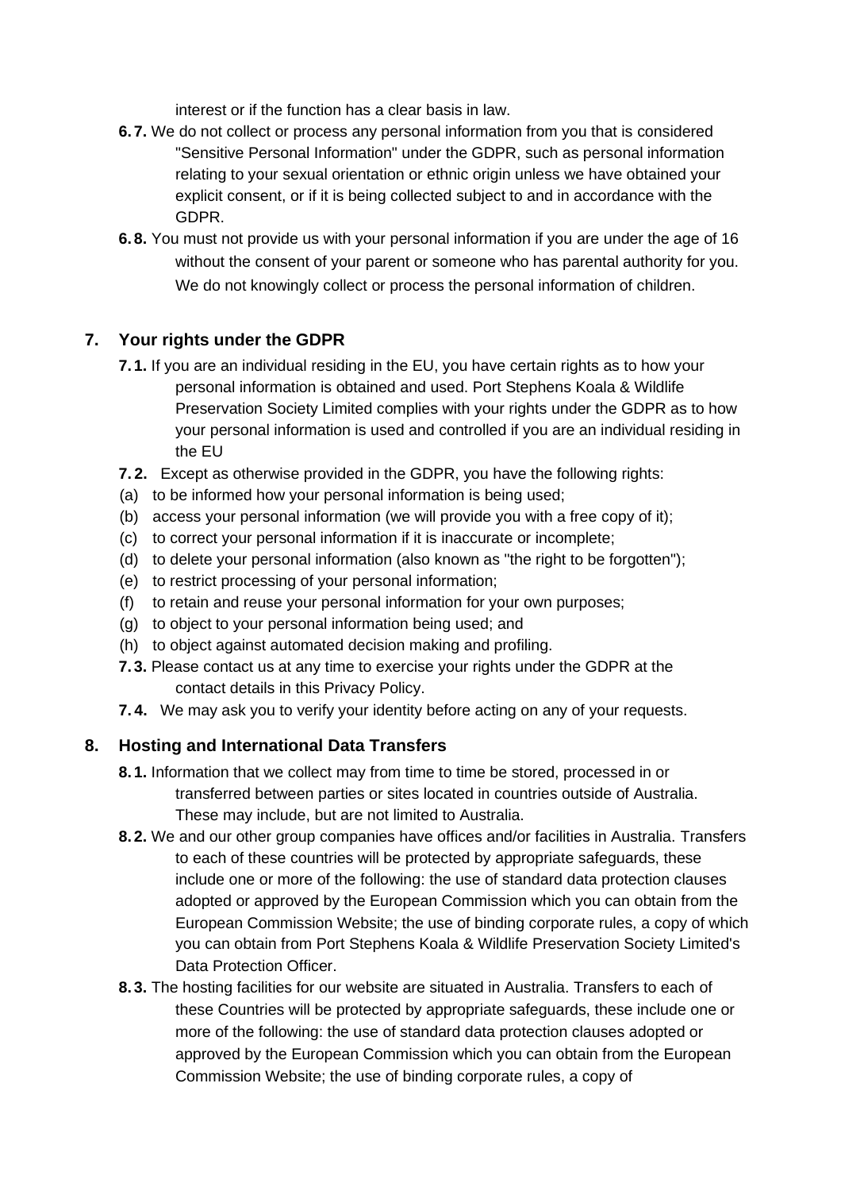interest or if the function has a clear basis in law.

**6.7.** We do not collect or process any personal information from you that is considered "Sensitive Personal Information" under the GDPR, such as personal information relating to your sexual orientation or ethnic origin unless we have obtained your explicit consent, or if it is being collected subject to and in accordance with the GDPR.

**6.8.** You must not provide us with your personal information if you are under the age of 16 without the consent of your parent or someone who has parental authority for you. We do not knowingly collect or process the personal information of children.

## 7. Your rights under the GDPR

**7.1.** If you are an individual residing in the EU, you have certain rights as to how your personal information is obtained and used. Port Stephens Koala & Wildlife Preservation Society Limited complies with your rights under the GDPR as to how your personal information is used and controlled if you are an individual residing in the EU

**7.2.** Except as otherwise provided in the GDPR, you have the following rights:

(a) to be informed how your personal information is being used;
(b) access your personal information (we will provide you with a free copy of it);
(c) to correct your personal information if it is inaccurate or incomplete;
(d) to delete your personal information (also known as "the right to be forgotten");
(e) to restrict processing of your personal information;
(f) to retain and reuse your personal information for your own purposes;
(g) to object to your personal information being used; and
(h) to object against automated decision making and profiling.

**7.3.** Please contact us at any time to exercise your rights under the GDPR at the contact details in this Privacy Policy.

**7.4.** We may ask you to verify your identity before acting on any of your requests.

## 8. Hosting and International Data Transfers

**8.1.** Information that we collect may from time to time be stored, processed in or transferred between parties or sites located in countries outside of Australia. These may include, but are not limited to Australia.

**8.2.** We and our other group companies have offices and/or facilities in Australia. Transfers to each of these countries will be protected by appropriate safeguards, these include one or more of the following: the use of standard data protection clauses adopted or approved by the European Commission which you can obtain from the European Commission Website; the use of binding corporate rules, a copy of which you can obtain from Port Stephens Koala & Wildlife Preservation Society Limited's Data Protection Officer.

**8.3.** The hosting facilities for our website are situated in Australia. Transfers to each of these Countries will be protected by appropriate safeguards, these include one or more of the following: the use of standard data protection clauses adopted or approved by the European Commission which you can obtain from the European Commission Website; the use of binding corporate rules, a copy of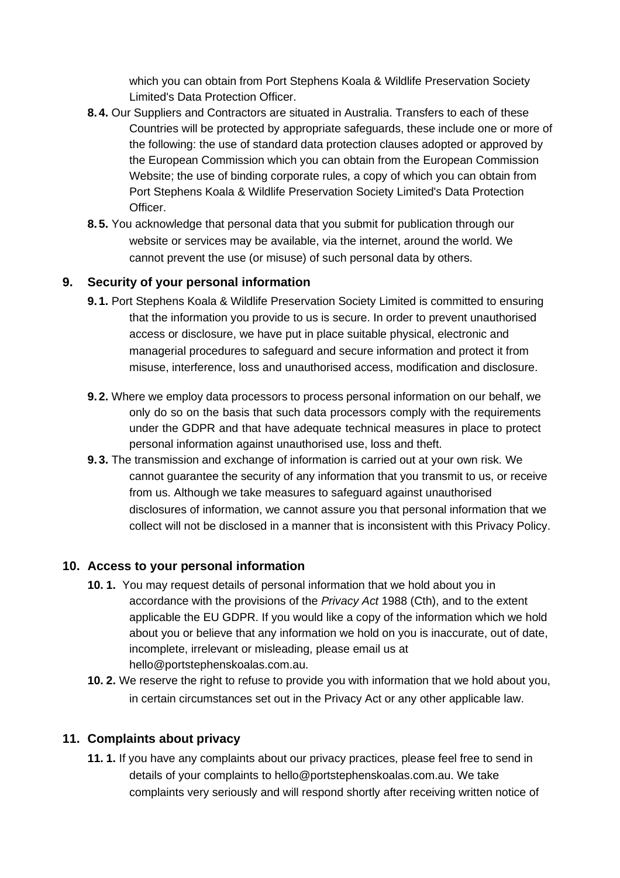which you can obtain from Port Stephens Koala & Wildlife Preservation Society Limited's Data Protection Officer.

**8. 4.** Our Suppliers and Contractors are situated in Australia. Transfers to each of these Countries will be protected by appropriate safeguards, these include one or more of the following: the use of standard data protection clauses adopted or approved by the European Commission which you can obtain from the European Commission Website; the use of binding corporate rules, a copy of which you can obtain from Port Stephens Koala & Wildlife Preservation Society Limited's Data Protection Officer.

**8. 5.** You acknowledge that personal data that you submit for publication through our website or services may be available, via the internet, around the world. We cannot prevent the use (or misuse) of such personal data by others.

## 9. Security of your personal information

**9. 1.** Port Stephens Koala & Wildlife Preservation Society Limited is committed to ensuring that the information you provide to us is secure. In order to prevent unauthorised access or disclosure, we have put in place suitable physical, electronic and managerial procedures to safeguard and secure information and protect it from misuse, interference, loss and unauthorised access, modification and disclosure.

**9. 2.** Where we employ data processors to process personal information on our behalf, we only do so on the basis that such data processors comply with the requirements under the GDPR and that have adequate technical measures in place to protect personal information against unauthorised use, loss and theft.

**9. 3.** The transmission and exchange of information is carried out at your own risk. We cannot guarantee the security of any information that you transmit to us, or receive from us. Although we take measures to safeguard against unauthorised disclosures of information, we cannot assure you that personal information that we collect will not be disclosed in a manner that is inconsistent with this Privacy Policy.

## 10. Access to your personal information

**10. 1.** You may request details of personal information that we hold about you in accordance with the provisions of the *Privacy Act* 1988 (Cth), and to the extent applicable the EU GDPR. If you would like a copy of the information which we hold about you or believe that any information we hold on you is inaccurate, out of date, incomplete, irrelevant or misleading, please email us at hello@portstephenskoalas.com.au.

**10. 2.** We reserve the right to refuse to provide you with information that we hold about you, in certain circumstances set out in the Privacy Act or any other applicable law.

## 11. Complaints about privacy

**11. 1.** If you have any complaints about our privacy practices, please feel free to send in details of your complaints to hello@portstephenskoalas.com.au. We take complaints very seriously and will respond shortly after receiving written notice of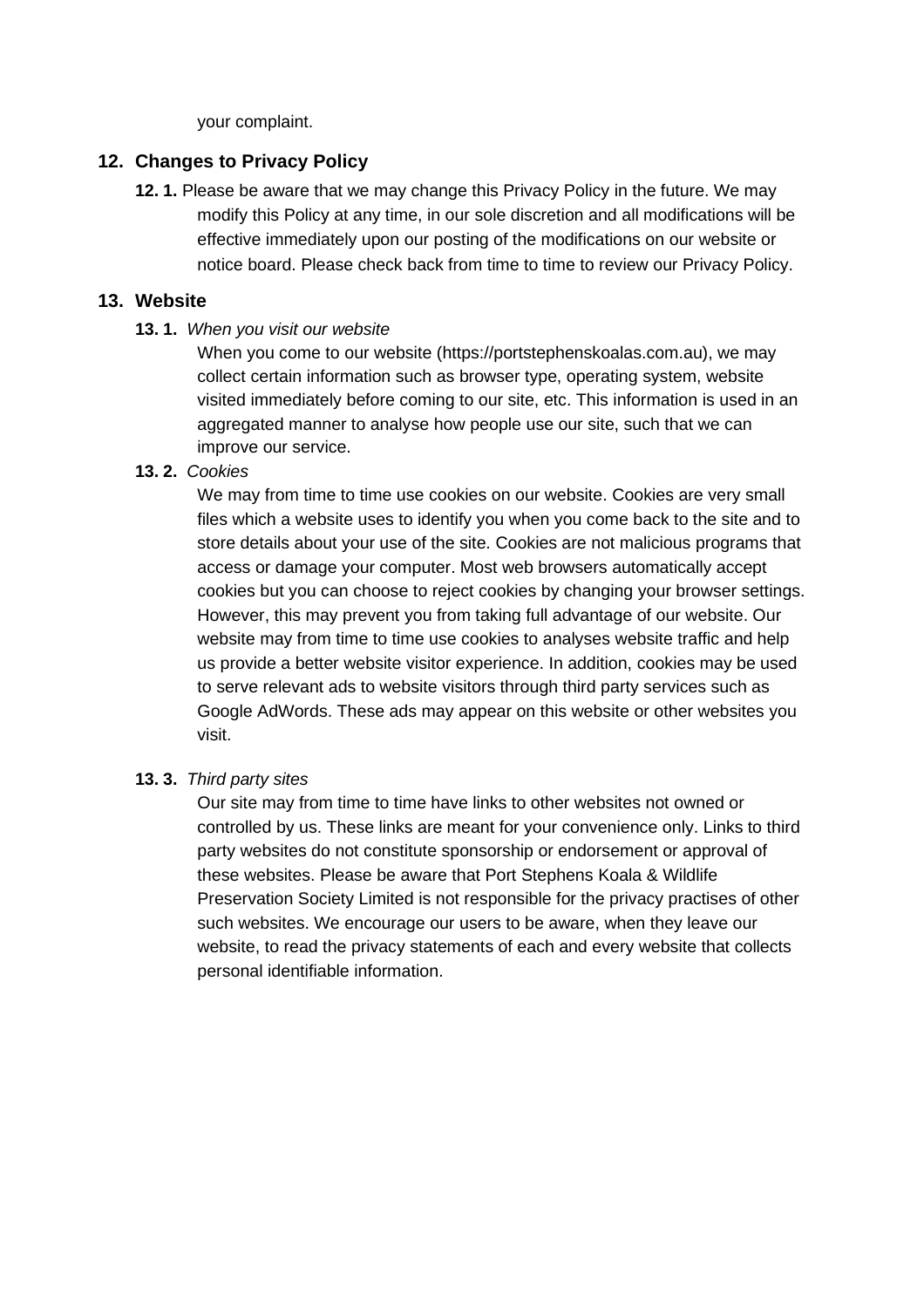your complaint.

## 12. Changes to Privacy Policy

**12. 1.** Please be aware that we may change this Privacy Policy in the future. We may modify this Policy at any time, in our sole discretion and all modifications will be effective immediately upon our posting of the modifications on our website or notice board. Please check back from time to time to review our Privacy Policy.

## 13. Website

**13. 1.** *When you visit our website*

When you come to our website (https://portstephenskoalas.com.au), we may collect certain information such as browser type, operating system, website visited immediately before coming to our site, etc. This information is used in an aggregated manner to analyse how people use our site, such that we can improve our service.

**13. 2.** *Cookies*

We may from time to time use cookies on our website. Cookies are very small files which a website uses to identify you when you come back to the site and to store details about your use of the site. Cookies are not malicious programs that access or damage your computer. Most web browsers automatically accept cookies but you can choose to reject cookies by changing your browser settings. However, this may prevent you from taking full advantage of our website. Our website may from time to time use cookies to analyses website traffic and help us provide a better website visitor experience. In addition, cookies may be used to serve relevant ads to website visitors through third party services such as Google AdWords. These ads may appear on this website or other websites you visit.

**13. 3.** *Third party sites*

Our site may from time to time have links to other websites not owned or controlled by us. These links are meant for your convenience only. Links to third party websites do not constitute sponsorship or endorsement or approval of these websites. Please be aware that Port Stephens Koala & Wildlife Preservation Society Limited is not responsible for the privacy practises of other such websites. We encourage our users to be aware, when they leave our website, to read the privacy statements of each and every website that collects personal identifiable information.